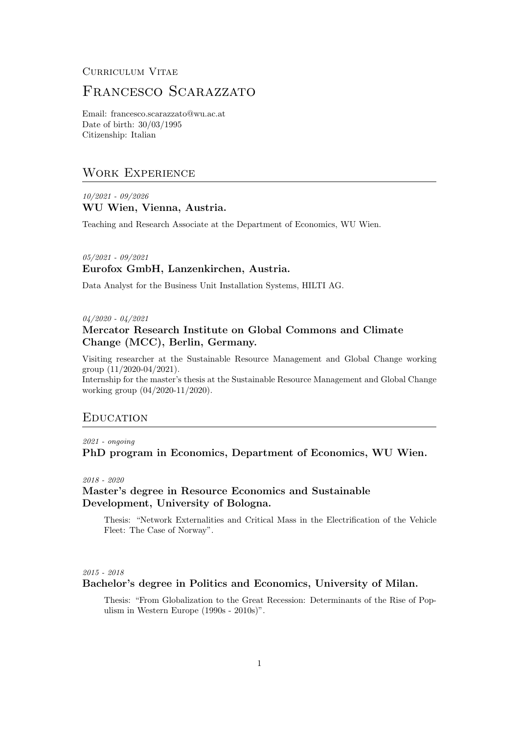Curriculum Vitae

# Francesco Scarazzato

Email: francesco.scarazzato@wu.ac.at
Date of birth: 30/03/1995
Citizenship: Italian

## Work Experience

*10/2021 - 09/2026*
### WU Wien, Vienna, Austria.

Teaching and Research Associate at the Department of Economics, WU Wien.

*05/2021 - 09/2021*
### Eurofox GmbH, Lanzenkirchen, Austria.

Data Analyst for the Business Unit Installation Systems, HILTI AG.

*04/2020 - 04/2021*
### Mercator Research Institute on Global Commons and Climate Change (MCC), Berlin, Germany.

Visiting researcher at the Sustainable Resource Management and Global Change working group (11/2020-04/2021).
Internship for the master's thesis at the Sustainable Resource Management and Global Change working group (04/2020-11/2020).

## Education

*2021 - ongoing*
### PhD program in Economics, Department of Economics, WU Wien.

*2018 - 2020*
### Master's degree in Resource Economics and Sustainable Development, University of Bologna.

Thesis: "Network Externalities and Critical Mass in the Electrification of the Vehicle Fleet: The Case of Norway".

*2015 - 2018*
### Bachelor's degree in Politics and Economics, University of Milan.

Thesis: "From Globalization to the Great Recession: Determinants of the Rise of Populism in Western Europe (1990s - 2010s)".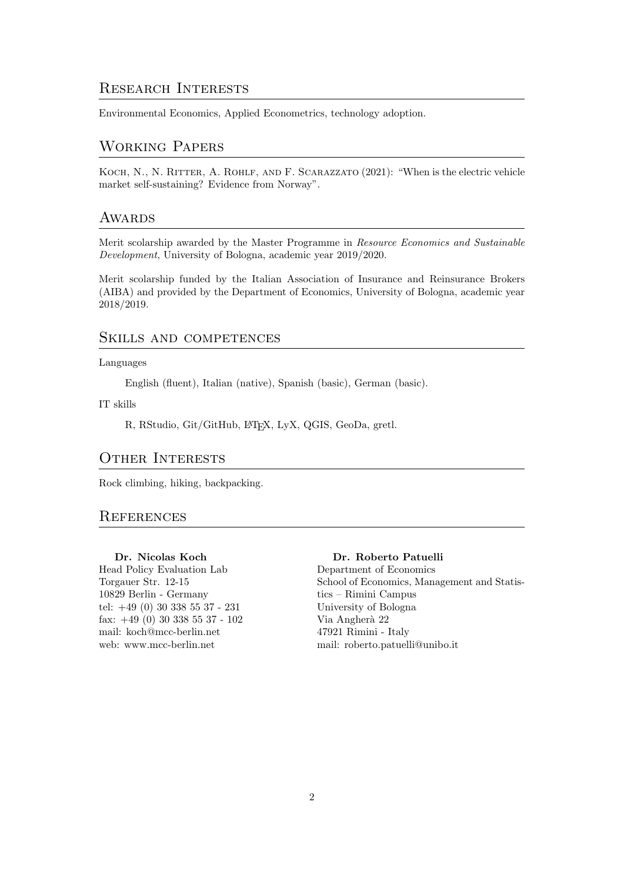## Research Interests

Environmental Economics, Applied Econometrics, technology adoption.

## Working Papers

Koch, N., N. Ritter, A. Rohlf, and F. Scarazzato (2021): "When is the electric vehicle market self-sustaining? Evidence from Norway".

## Awards

Merit scolarship awarded by the Master Programme in *Resource Economics and Sustainable Development*, University of Bologna, academic year 2019/2020.

Merit scolarship funded by the Italian Association of Insurance and Reinsurance Brokers (AIBA) and provided by the Department of Economics, University of Bologna, academic year 2018/2019.

## Skills and competences

Languages

English (fluent), Italian (native), Spanish (basic), German (basic).

IT skills

R, RStudio, Git/GitHub, LaTeX, LyX, QGIS, GeoDa, gretl.

## Other Interests

Rock climbing, hiking, backpacking.

## References

**Dr. Nicolas Koch**
Head Policy Evaluation Lab
Torgauer Str. 12-15
10829 Berlin - Germany
tel: +49 (0) 30 338 55 37 - 231
fax: +49 (0) 30 338 55 37 - 102
mail: koch@mcc-berlin.net
web: www.mcc-berlin.net

**Dr. Roberto Patuelli**
Department of Economics
School of Economics, Management and Statistics – Rimini Campus
University of Bologna
Via Angherà 22
47921 Rimini - Italy
mail: roberto.patuelli@unibo.it